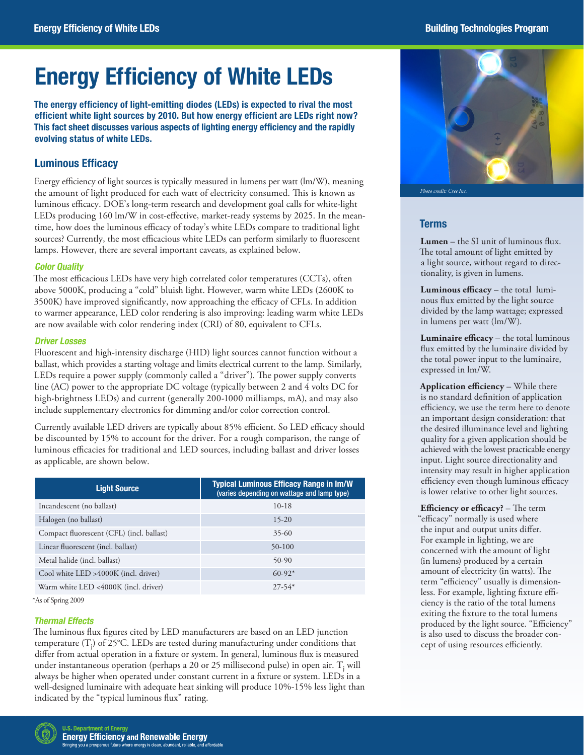# Energy Efficiency of White LEDs

**The energy efficiency of light-emitting diodes (LEDs) is expected to rival the most efficient white light sources by 2010. But how energy efficient are LEDs right now? This fact sheet discusses various aspects of lighting energy efficiency and the rapidly evolving status of white LEDs.**

## Luminous Efficacy

Energy efficiency of light sources is typically measured in lumens per watt (lm/W), meaning the amount of light produced for each watt of electricity consumed. This is known as luminous efficacy. DOE's long-term research and development goal calls for white-light LEDs producing 160 lm/W in cost-effective, market-ready systems by 2025. In the meantime, how does the luminous efficacy of today's white LEDs compare to traditional light sources? Currently, the most efficacious white LEDs can perform similarly to fluorescent lamps. However, there are several important caveats, as explained below.

### *Color Quality*

The most efficacious LEDs have very high correlated color temperatures (CCTs), often above 5000K, producing a "cold" bluish light. However, warm white LEDs (2600K to 3500K) have improved significantly, now approaching the efficacy of CFLs. In addition to warmer appearance, LED color rendering is also improving: leading warm white LEDs are now available with color rendering index (CRI) of 80, equivalent to CFLs.

### *Driver Losses*

Fluorescent and high-intensity discharge (HID) light sources cannot function without a ballast, which provides a starting voltage and limits electrical current to the lamp. Similarly, LEDs require a power supply (commonly called a "driver"). The power supply converts line (AC) power to the appropriate DC voltage (typically between 2 and 4 volts DC for high-brightness LEDs) and current (generally 200-1000 milliamps, mA), and may also include supplementary electronics for dimming and/or color correction control.

Currently available LED drivers are typically about 85% efficient. So LED efficacy should be discounted by 15% to account for the driver. For a rough comparison, the range of luminous efficacies for traditional and LED sources, including ballast and driver losses as applicable, are shown below.

| Light Source | Typical Luminous Efficacy Range in lm/W (varies depending on wattage and lamp type) |
|---|---|
| Incandescent (no ballast) | 10-18 |
| Halogen (no ballast) | 15-20 |
| Compact fluorescent (CFL) (incl. ballast) | 35-60 |
| Linear fluorescent (incl. ballast) | 50-100 |
| Metal halide (incl. ballast) | 50-90 |
| Cool white LED >4000K (incl. driver) | 60-92* |
| Warm white LED <4000K (incl. driver) | 27-54* |

*As of Spring 2009

### *Thermal Effects*

The luminous flux figures cited by LED manufacturers are based on an LED junction temperature ($T_j$) of 25°C. LEDs are tested during manufacturing under conditions that differ from actual operation in a fixture or system. In general, luminous flux is measured under instantaneous operation (perhaps a 20 or 25 millisecond pulse) in open air. $T_j$ will always be higher when operated under constant current in a fixture or system. LEDs in a well-designed luminaire with adequate heat sinking will produce 10%-15% less light than indicated by the "typical luminous flux" rating.

Photo credit: Cree Inc.

## Terms

**Lumen** – the SI unit of luminous flux. The total amount of light emitted by a light source, without regard to directionality, is given in lumens.

**Luminous efficacy** – the total luminous flux emitted by the light source divided by the lamp wattage; expressed in lumens per watt (lm/W).

**Luminaire efficacy** – the total luminous flux emitted by the luminaire divided by the total power input to the luminaire, expressed in lm/W.

**Application efficiency** – While there is no standard definition of application efficiency, we use the term here to denote an important design consideration: that the desired illuminance level and lighting quality for a given application should be achieved with the lowest practicable energy input. Light source directionality and intensity may result in higher application efficiency even though luminous efficacy is lower relative to other light sources.

**Efficiency or efficacy?** – The term "efficacy" normally is used where the input and output units differ. For example in lighting, we are concerned with the amount of light (in lumens) produced by a certain amount of electricity (in watts). The term "efficiency" usually is dimensionless. For example, lighting fixture efficiency is the ratio of the total lumens exiting the fixture to the total lumens produced by the light source. "Efficiency" is also used to discuss the broader concept of using resources efficiently.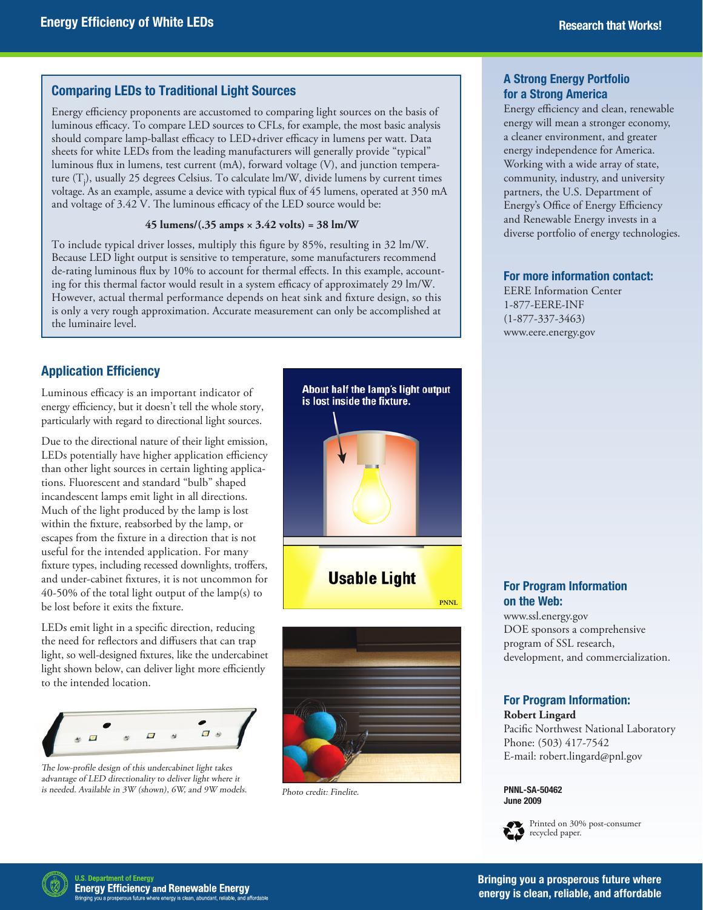## Comparing LEDs to Traditional Light Sources

Energy efficiency proponents are accustomed to comparing light sources on the basis of luminous efficacy. To compare LED sources to CFLs, for example, the most basic analysis should compare lamp-ballast efficacy to LED+driver efficacy in lumens per watt. Data sheets for white LEDs from the leading manufacturers will generally provide "typical" luminous flux in lumens, test current (mA), forward voltage (V), and junction temperature ($T_j$), usually 25 degrees Celsius. To calculate lm/W, divide lumens by current times voltage. As an example, assume a device with typical flux of 45 lumens, operated at 350 mA and voltage of 3.42 V. The luminous efficacy of the LED source would be:

**45 lumens/(.35 amps × 3.42 volts) = 38 lm/W**

To include typical driver losses, multiply this figure by 85%, resulting in 32 lm/W. Because LED light output is sensitive to temperature, some manufacturers recommend de-rating luminous flux by 10% to account for thermal effects. In this example, accounting for this thermal factor would result in a system efficacy of approximately 29 lm/W. However, actual thermal performance depends on heat sink and fixture design, so this is only a very rough approximation. Accurate measurement can only be accomplished at the luminaire level.

## Application Efficiency

Luminous efficacy is an important indicator of energy efficiency, but it doesn't tell the whole story, particularly with regard to directional light sources.

Due to the directional nature of their light emission, LEDs potentially have higher application efficiency than other light sources in certain lighting applications. Fluorescent and standard "bulb" shaped incandescent lamps emit light in all directions. Much of the light produced by the lamp is lost within the fixture, reabsorbed by the lamp, or escapes from the fixture in a direction that is not useful for the intended application. For many fixture types, including recessed downlights, troffers, and under-cabinet fixtures, it is not uncommon for 40-50% of the total light output of the lamp(s) to be lost before it exits the fixture.

LEDs emit light in a specific direction, reducing the need for reflectors and diffusers that can trap light, so well-designed fixtures, like the undercabinet light shown below, can deliver light more efficiently to the intended location.

About half the lamp's light output is lost inside the fixture.

Usable Light

PNNL

*The low-profile design of this undercabinet light takes advantage of LED directionality to deliver light where it is needed. Available in 3W (shown), 6W, and 9W models.*

*Photo credit: Finelite.*

### A Strong Energy Portfolio for a Strong America

Energy efficiency and clean, renewable energy will mean a stronger economy, a cleaner environment, and greater energy independence for America. Working with a wide array of state, community, industry, and university partners, the U.S. Department of Energy's Office of Energy Efficiency and Renewable Energy invests in a diverse portfolio of energy technologies.

### For more information contact:

EERE Information Center
1-877-EERE-INF
(1-877-337-3463)
www.eere.energy.gov

### For Program Information on the Web:

www.ssl.energy.gov
DOE sponsors a comprehensive program of SSL research, development, and commercialization.

### For Program Information:

**Robert Lingard**
Pacific Northwest National Laboratory
Phone: (503) 417-7542
E-mail: robert.lingard@pnl.gov

**PNNL-SA-50462**
**June 2009**

Printed on 30% post-consumer recycled paper.